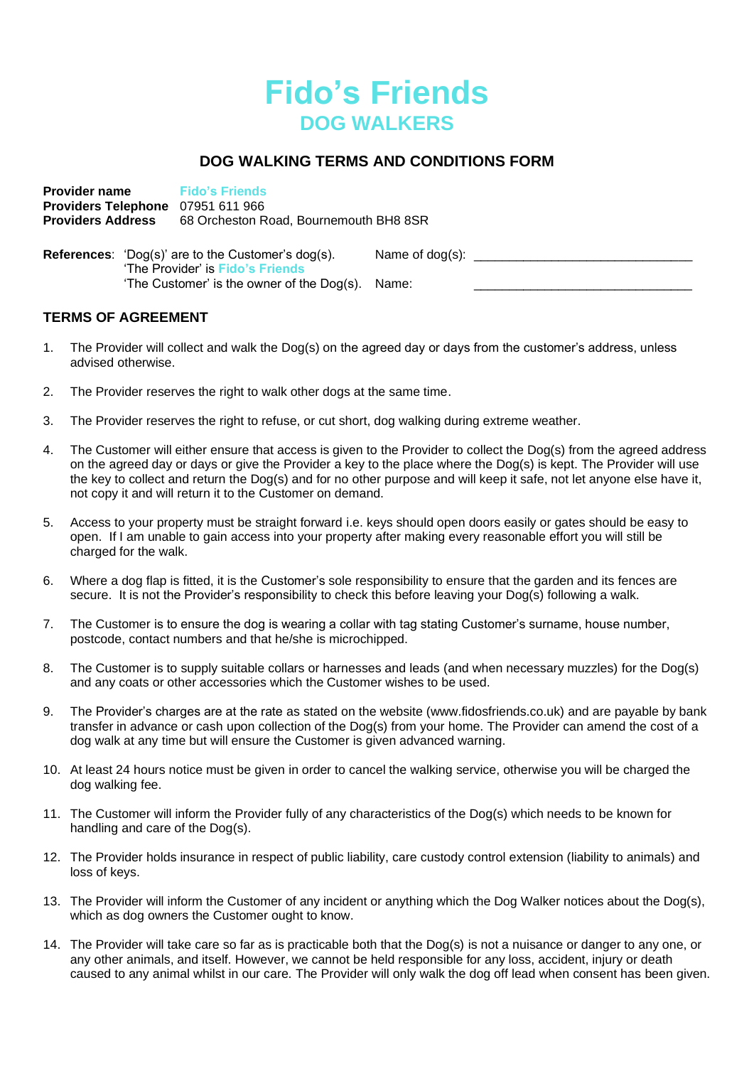# Fido's Friends
## DOG WALKERS

### DOG WALKING TERMS AND CONDITIONS FORM

**Provider name** Fido's Friends
**Providers Telephone** 07951 611 966
**Providers Address** 68 Orcheston Road, Bournemouth BH8 8SR

**References**: 'Dog(s)' are to the Customer's dog(s).
'The Provider' is Fido's Friends
'The Customer' is the owner of the Dog(s).

Name of dog(s): ________________________________

Name: ________________________________

### TERMS OF AGREEMENT

1. The Provider will collect and walk the Dog(s) on the agreed day or days from the customer's address, unless advised otherwise.

2. The Provider reserves the right to walk other dogs at the same time.

3. The Provider reserves the right to refuse, or cut short, dog walking during extreme weather.

4. The Customer will either ensure that access is given to the Provider to collect the Dog(s) from the agreed address on the agreed day or days or give the Provider a key to the place where the Dog(s) is kept. The Provider will use the key to collect and return the Dog(s) and for no other purpose and will keep it safe, not let anyone else have it, not copy it and will return it to the Customer on demand.

5. Access to your property must be straight forward i.e. keys should open doors easily or gates should be easy to open. If I am unable to gain access into your property after making every reasonable effort you will still be charged for the walk.

6. Where a dog flap is fitted, it is the Customer's sole responsibility to ensure that the garden and its fences are secure. It is not the Provider's responsibility to check this before leaving your Dog(s) following a walk.

7. The Customer is to ensure the dog is wearing a collar with tag stating Customer's surname, house number, postcode, contact numbers and that he/she is microchipped.

8. The Customer is to supply suitable collars or harnesses and leads (and when necessary muzzles) for the Dog(s) and any coats or other accessories which the Customer wishes to be used.

9. The Provider's charges are at the rate as stated on the website (www.fidosfriends.co.uk) and are payable by bank transfer in advance or cash upon collection of the Dog(s) from your home. The Provider can amend the cost of a dog walk at any time but will ensure the Customer is given advanced warning.

10. At least 24 hours notice must be given in order to cancel the walking service, otherwise you will be charged the dog walking fee.

11. The Customer will inform the Provider fully of any characteristics of the Dog(s) which needs to be known for handling and care of the Dog(s).

12. The Provider holds insurance in respect of public liability, care custody control extension (liability to animals) and loss of keys.

13. The Provider will inform the Customer of any incident or anything which the Dog Walker notices about the Dog(s), which as dog owners the Customer ought to know.

14. The Provider will take care so far as is practicable both that the Dog(s) is not a nuisance or danger to any one, or any other animals, and itself. However, we cannot be held responsible for any loss, accident, injury or death caused to any animal whilst in our care. The Provider will only walk the dog off lead when consent has been given.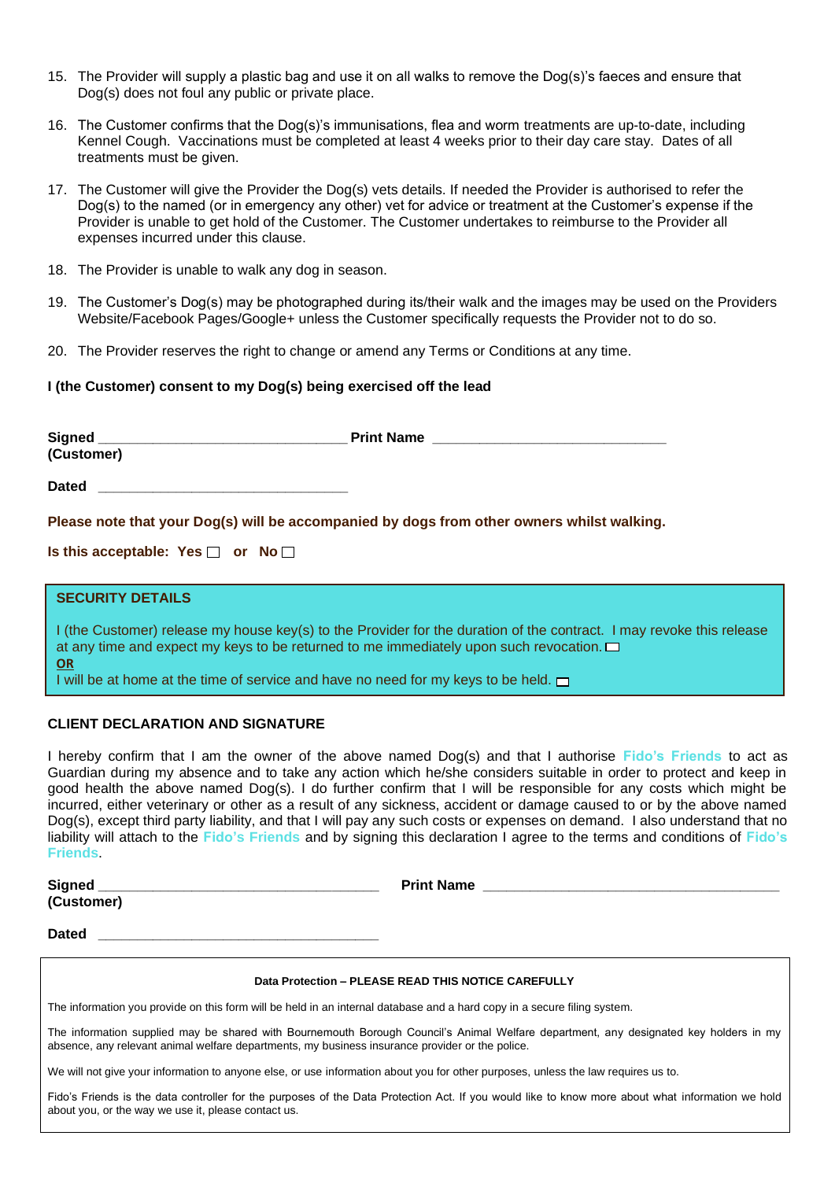15. The Provider will supply a plastic bag and use it on all walks to remove the Dog(s)'s faeces and ensure that Dog(s) does not foul any public or private place.

16. The Customer confirms that the Dog(s)'s immunisations, flea and worm treatments are up-to-date, including Kennel Cough. Vaccinations must be completed at least 4 weeks prior to their day care stay. Dates of all treatments must be given.

17. The Customer will give the Provider the Dog(s) vets details. If needed the Provider is authorised to refer the Dog(s) to the named (or in emergency any other) vet for advice or treatment at the Customer's expense if the Provider is unable to get hold of the Customer. The Customer undertakes to reimburse to the Provider all expenses incurred under this clause.

18. The Provider is unable to walk any dog in season.

19. The Customer's Dog(s) may be photographed during its/their walk and the images may be used on the Providers Website/Facebook Pages/Google+ unless the Customer specifically requests the Provider not to do so.

20. The Provider reserves the right to change or amend any Terms or Conditions at any time.

**I (the Customer) consent to my Dog(s) being exercised off the lead**

**Signed (Customer)** ______________________________ **Print Name** ______________________________

**Dated** ______________________________

**Please note that your Dog(s) will be accompanied by dogs from other owners whilst walking.**

**Is this acceptable: Yes ☐ or No ☐**

**SECURITY DETAILS**

I (the Customer) release my house key(s) to the Provider for the duration of the contract. I may revoke this release at any time and expect my keys to be returned to me immediately upon such revocation. ☐

**OR**

I will be at home at the time of service and have no need for my keys to be held. ☐

**CLIENT DECLARATION AND SIGNATURE**

I hereby confirm that I am the owner of the above named Dog(s) and that I authorise **Fido's Friends** to act as Guardian during my absence and to take any action which he/she considers suitable in order to protect and keep in good health the above named Dog(s). I do further confirm that I will be responsible for any costs which might be incurred, either veterinary or other as a result of any sickness, accident or damage caused to or by the above named Dog(s), except third party liability, and that I will pay any such costs or expenses on demand. I also understand that no liability will attach to the **Fido's Friends** and by signing this declaration I agree to the terms and conditions of **Fido's Friends**.

**Signed (Customer)** ______________________________ **Print Name** ______________________________

**Dated** ______________________________

**Data Protection – PLEASE READ THIS NOTICE CAREFULLY**

The information you provide on this form will be held in an internal database and a hard copy in a secure filing system.

The information supplied may be shared with Bournemouth Borough Council's Animal Welfare department, any designated key holders in my absence, any relevant animal welfare departments, my business insurance provider or the police.

We will not give your information to anyone else, or use information about you for other purposes, unless the law requires us to.

Fido's Friends is the data controller for the purposes of the Data Protection Act. If you would like to know more about what information we hold about you, or the way we use it, please contact us.